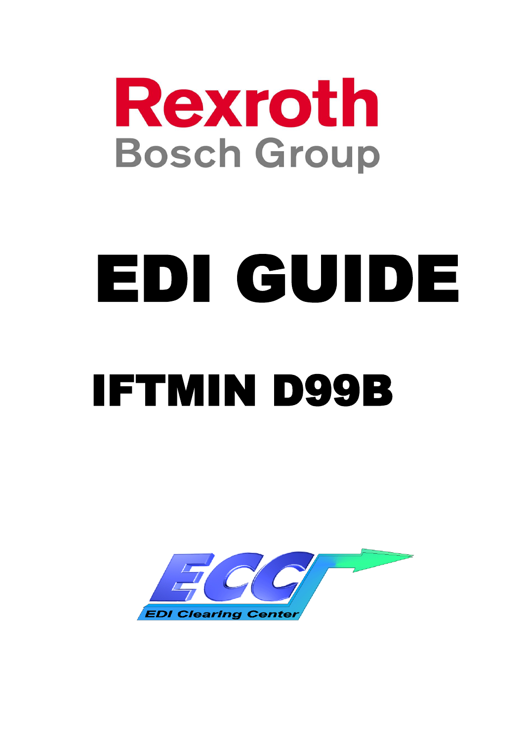Rexroth
Bosch Group

# EDI GUIDE

# IFTMIN D99B

ECC
EDI Clearing Center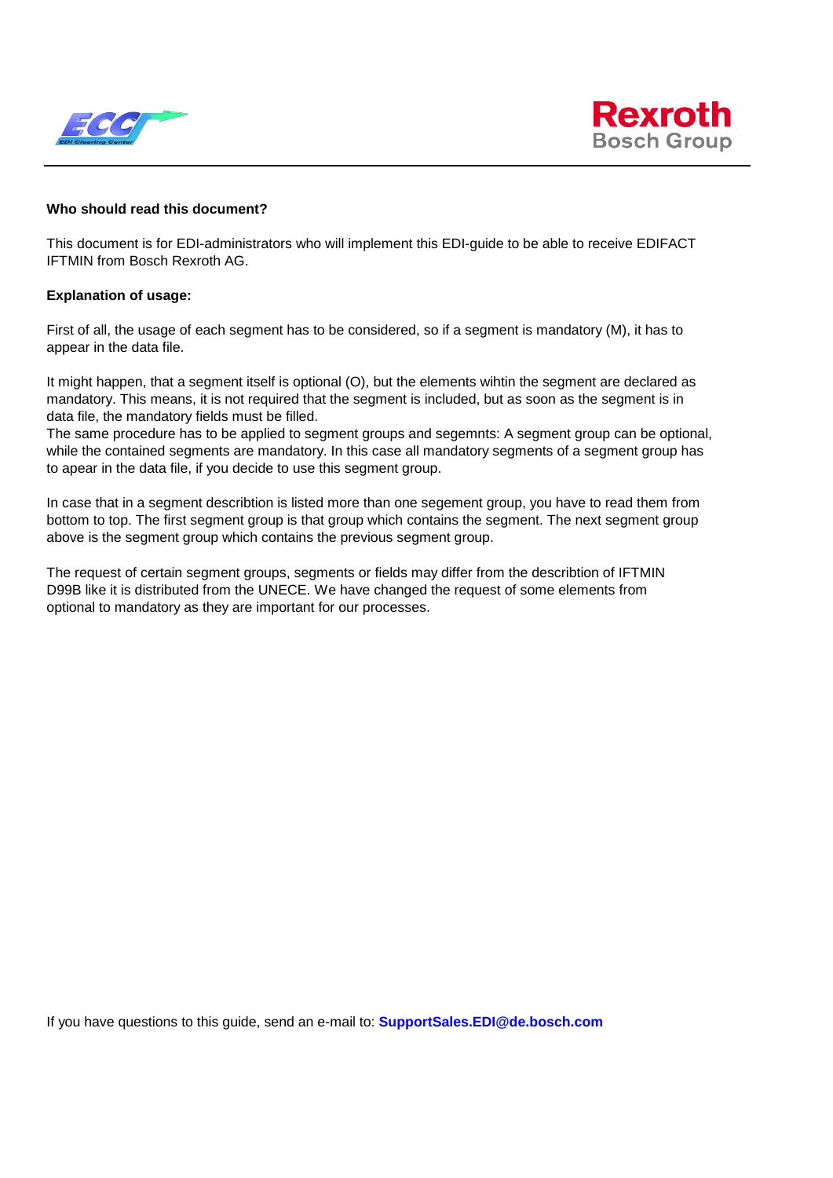**Who should read this document?**

This document is for EDI-administrators who will implement this EDI-guide to be able to receive EDIFACT IFTMIN from Bosch Rexroth AG.

**Explanation of usage:**

First of all, the usage of each segment has to be considered, so if a segment is mandatory (M), it has to appear in the data file.

It might happen, that a segment itself is optional (O), but the elements wihtin the segment are declared as mandatory. This means, it is not required that the segment is included, but as soon as the segment is in data file, the mandatory fields must be filled.
The same procedure has to be applied to segment groups and segemnts: A segment group can be optional, while the contained segments are mandatory. In this case all mandatory segments of a segment group has to apear in the data file, if you decide to use this segment group.

In case that in a segment describtion is listed more than one segement group, you have to read them from bottom to top. The first segment group is that group which contains the segment. The next segment group above is the segment group which contains the previous segment group.

The request of certain segment groups, segments or fields may differ from the describtion of IFTMIN D99B like it is distributed from the UNECE. We have changed the request of some elements from optional to mandatory as they are important for our processes.

If you have questions to this guide, send an e-mail to: **SupportSales.EDI@de.bosch.com**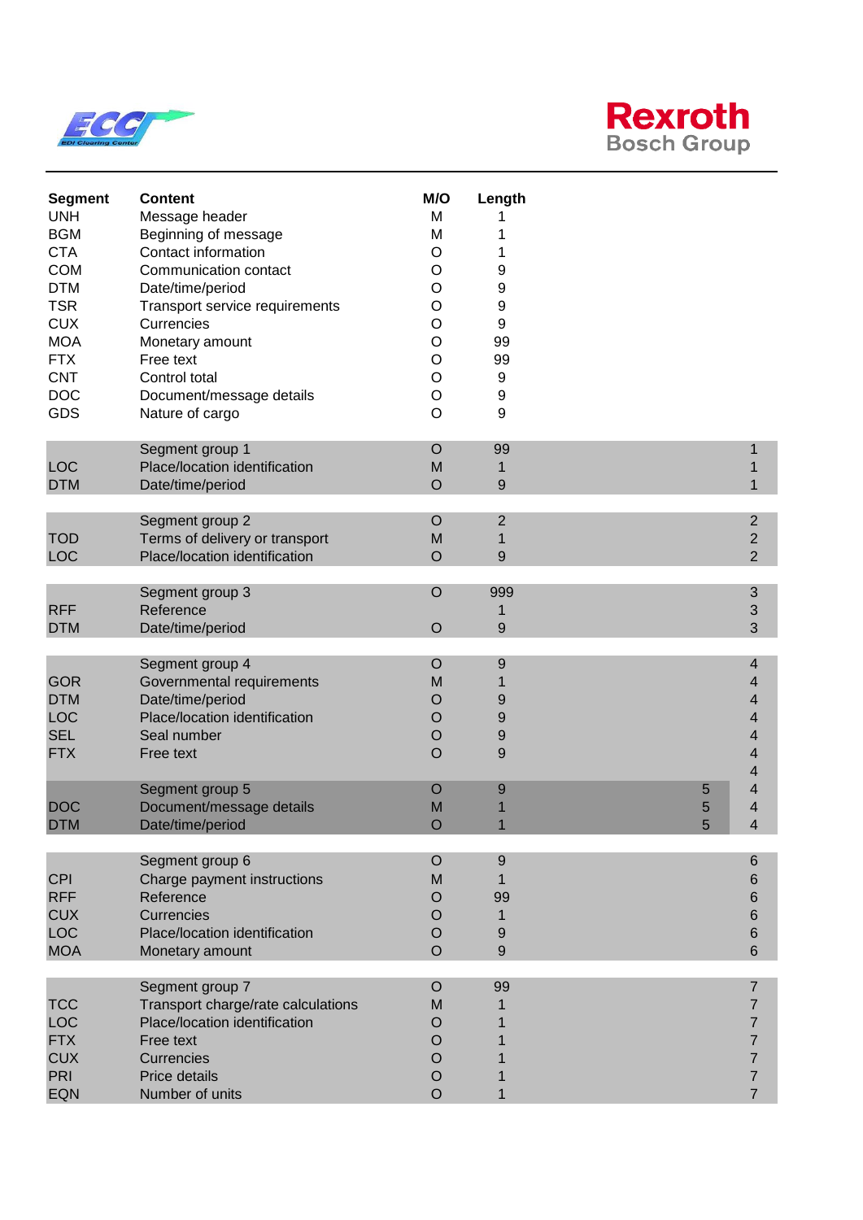| Segment | Content | M/O | Length | | |
|---|---|---|---|---|---|
| UNH | Message header | M | 1 | | |
| BGM | Beginning of message | M | 1 | | |
| CTA | Contact information | O | 1 | | |
| COM | Communication contact | O | 9 | | |
| DTM | Date/time/period | O | 9 | | |
| TSR | Transport service requirements | O | 9 | | |
| CUX | Currencies | O | 9 | | |
| MOA | Monetary amount | O | 99 | | |
| FTX | Free text | O | 99 | | |
| CNT | Control total | O | 9 | | |
| DOC | Document/message details | O | 9 | | |
| GDS | Nature of cargo | O | 9 | | |
| | | | | | |
| | Segment group 1 | O | 99 | | 1 |
| LOC | Place/location identification | M | 1 | | 1 |
| DTM | Date/time/period | O | 9 | | 1 |
| | | | | | |
| | Segment group 2 | O | 2 | | 2 |
| TOD | Terms of delivery or transport | M | 1 | | 2 |
| LOC | Place/location identification | O | 9 | | 2 |
| | | | | | |
| | Segment group 3 | O | 999 | | 3 |
| RFF | Reference | | 1 | | 3 |
| DTM | Date/time/period | O | 9 | | 3 |
| | | | | | |
| | Segment group 4 | O | 9 | | 4 |
| GOR | Governmental requirements | M | 1 | | 4 |
| DTM | Date/time/period | O | 9 | | 4 |
| LOC | Place/location identification | O | 9 | | 4 |
| SEL | Seal number | O | 9 | | 4 |
| FTX | Free text | O | 9 | | 4 |
| | | | | | 4 |
| | Segment group 5 | O | 9 | 5 | 4 |
| DOC | Document/message details | M | 1 | 5 | 4 |
| DTM | Date/time/period | O | 1 | 5 | 4 |
| | | | | | |
| | Segment group 6 | O | 9 | | 6 |
| CPI | Charge payment instructions | M | 1 | | 6 |
| RFF | Reference | O | 99 | | 6 |
| CUX | Currencies | O | 1 | | 6 |
| LOC | Place/location identification | O | 9 | | 6 |
| MOA | Monetary amount | O | 9 | | 6 |
| | | | | | |
| | Segment group 7 | O | 99 | | 7 |
| TCC | Transport charge/rate calculations | M | 1 | | 7 |
| LOC | Place/location identification | O | 1 | | 7 |
| FTX | Free text | O | 1 | | 7 |
| CUX | Currencies | O | 1 | | 7 |
| PRI | Price details | O | 1 | | 7 |
| EQN | Number of units | O | 1 | | 7 |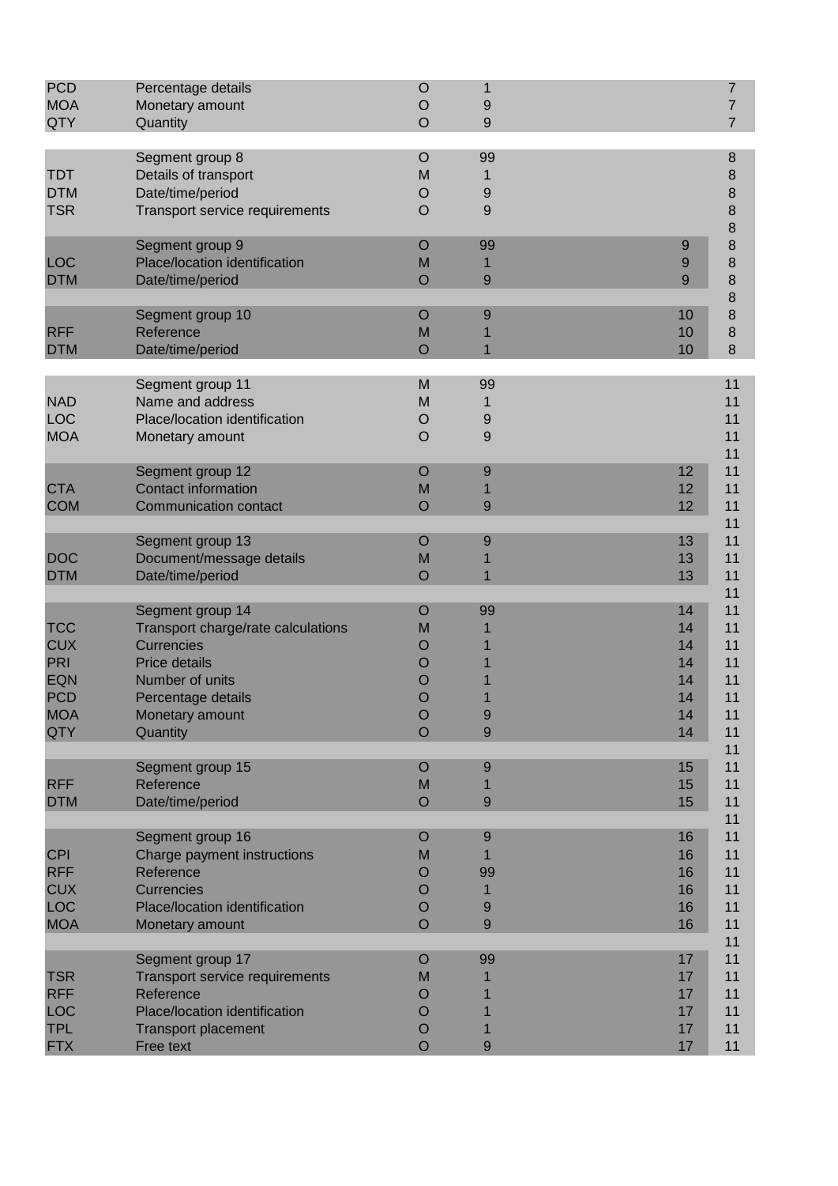| | | | | | |
|---|---|---|---|---|---|
| PCD | Percentage details | O | 1 | | 7 |
| MOA | Monetary amount | O | 9 | | 7 |
| QTY | Quantity | O | 9 | | 7 |
| | | | | | |
| | Segment group 8 | O | 99 | | 8 |
| TDT | Details of transport | M | 1 | | 8 |
| DTM | Date/time/period | O | 9 | | 8 |
| TSR | Transport service requirements | O | 9 | | 8 |
| | | | | | 8 |
| | Segment group 9 | O | 99 | 9 | 8 |
| LOC | Place/location identification | M | 1 | 9 | 8 |
| DTM | Date/time/period | O | 9 | 9 | 8 |
| | | | | | 8 |
| | Segment group 10 | O | 9 | 10 | 8 |
| RFF | Reference | M | 1 | 10 | 8 |
| DTM | Date/time/period | O | 1 | 10 | 8 |
| | | | | | |
| | Segment group 11 | M | 99 | | 11 |
| NAD | Name and address | M | 1 | | 11 |
| LOC | Place/location identification | O | 9 | | 11 |
| MOA | Monetary amount | O | 9 | | 11 |
| | | | | | 11 |
| | Segment group 12 | O | 9 | 12 | 11 |
| CTA | Contact information | M | 1 | 12 | 11 |
| COM | Communication contact | O | 9 | 12 | 11 |
| | | | | | 11 |
| | Segment group 13 | O | 9 | 13 | 11 |
| DOC | Document/message details | M | 1 | 13 | 11 |
| DTM | Date/time/period | O | 1 | 13 | 11 |
| | | | | | 11 |
| | Segment group 14 | O | 99 | 14 | 11 |
| TCC | Transport charge/rate calculations | M | 1 | 14 | 11 |
| CUX | Currencies | O | 1 | 14 | 11 |
| PRI | Price details | O | 1 | 14 | 11 |
| EQN | Number of units | O | 1 | 14 | 11 |
| PCD | Percentage details | O | 1 | 14 | 11 |
| MOA | Monetary amount | O | 9 | 14 | 11 |
| QTY | Quantity | O | 9 | 14 | 11 |
| | | | | | 11 |
| | Segment group 15 | O | 9 | 15 | 11 |
| RFF | Reference | M | 1 | 15 | 11 |
| DTM | Date/time/period | O | 9 | 15 | 11 |
| | | | | | 11 |
| | Segment group 16 | O | 9 | 16 | 11 |
| CPI | Charge payment instructions | M | 1 | 16 | 11 |
| RFF | Reference | O | 99 | 16 | 11 |
| CUX | Currencies | O | 1 | 16 | 11 |
| LOC | Place/location identification | O | 9 | 16 | 11 |
| MOA | Monetary amount | O | 9 | 16 | 11 |
| | | | | | 11 |
| | Segment group 17 | O | 99 | 17 | 11 |
| TSR | Transport service requirements | M | 1 | 17 | 11 |
| RFF | Reference | O | 1 | 17 | 11 |
| LOC | Place/location identification | O | 1 | 17 | 11 |
| TPL | Transport placement | O | 1 | 17 | 11 |
| FTX | Free text | O | 9 | 17 | 11 |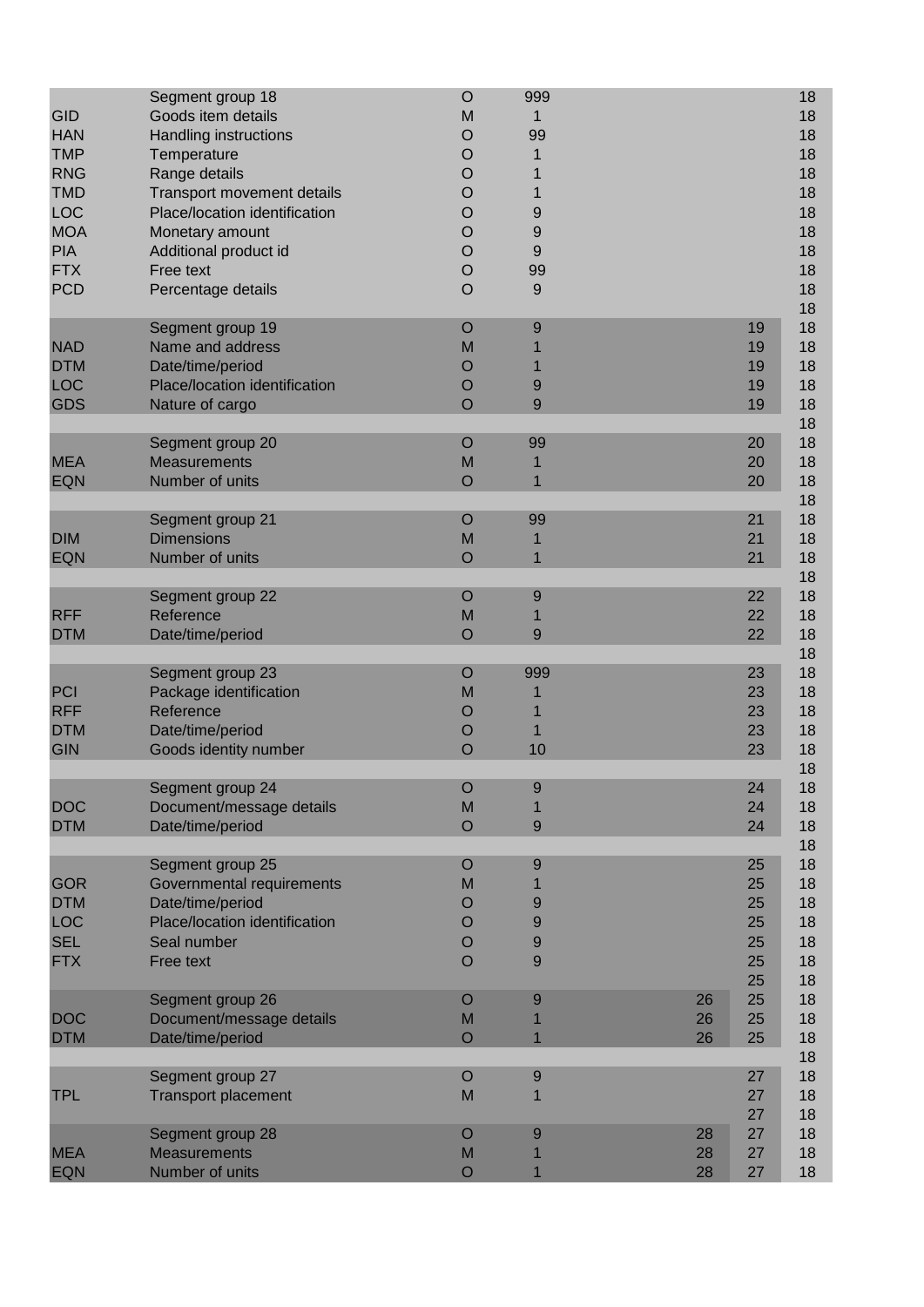| | | | | | | |
|---|---|---|---|---|---|---|
| | Segment group 18 | O | 999 | | | 18 |
| GID | Goods item details | M | 1 | | | 18 |
| HAN | Handling instructions | O | 99 | | | 18 |
| TMP | Temperature | O | 1 | | | 18 |
| RNG | Range details | O | 1 | | | 18 |
| TMD | Transport movement details | O | 1 | | | 18 |
| LOC | Place/location identification | O | 9 | | | 18 |
| MOA | Monetary amount | O | 9 | | | 18 |
| PIA | Additional product id | O | 9 | | | 18 |
| FTX | Free text | O | 99 | | | 18 |
| PCD | Percentage details | O | 9 | | | 18 |
| | | | | | | 18 |
| | Segment group 19 | O | 9 | | 19 | 18 |
| NAD | Name and address | M | 1 | | 19 | 18 |
| DTM | Date/time/period | O | 1 | | 19 | 18 |
| LOC | Place/location identification | O | 9 | | 19 | 18 |
| GDS | Nature of cargo | O | 9 | | 19 | 18 |
| | | | | | | 18 |
| | Segment group 20 | O | 99 | | 20 | 18 |
| MEA | Measurements | M | 1 | | 20 | 18 |
| EQN | Number of units | O | 1 | | 20 | 18 |
| | | | | | | 18 |
| | Segment group 21 | O | 99 | | 21 | 18 |
| DIM | Dimensions | M | 1 | | 21 | 18 |
| EQN | Number of units | O | 1 | | 21 | 18 |
| | | | | | | 18 |
| | Segment group 22 | O | 9 | | 22 | 18 |
| RFF | Reference | M | 1 | | 22 | 18 |
| DTM | Date/time/period | O | 9 | | 22 | 18 |
| | | | | | | 18 |
| | Segment group 23 | O | 999 | | 23 | 18 |
| PCI | Package identification | M | 1 | | 23 | 18 |
| RFF | Reference | O | 1 | | 23 | 18 |
| DTM | Date/time/period | O | 1 | | 23 | 18 |
| GIN | Goods identity number | O | 10 | | 23 | 18 |
| | | | | | | 18 |
| | Segment group 24 | O | 9 | | 24 | 18 |
| DOC | Document/message details | M | 1 | | 24 | 18 |
| DTM | Date/time/period | O | 9 | | 24 | 18 |
| | | | | | | 18 |
| | Segment group 25 | O | 9 | | 25 | 18 |
| GOR | Governmental requirements | M | 1 | | 25 | 18 |
| DTM | Date/time/period | O | 9 | | 25 | 18 |
| LOC | Place/location identification | O | 9 | | 25 | 18 |
| SEL | Seal number | O | 9 | | 25 | 18 |
| FTX | Free text | O | 9 | | 25 | 18 |
| | | | | | 25 | 18 |
| | Segment group 26 | O | 9 | 26 | 25 | 18 |
| DOC | Document/message details | M | 1 | 26 | 25 | 18 |
| DTM | Date/time/period | O | 1 | 26 | 25 | 18 |
| | | | | | | 18 |
| | Segment group 27 | O | 9 | | 27 | 18 |
| TPL | Transport placement | M | 1 | | 27 | 18 |
| | | | | | 27 | 18 |
| | Segment group 28 | O | 9 | 28 | 27 | 18 |
| MEA | Measurements | M | 1 | 28 | 27 | 18 |
| EQN | Number of units | O | 1 | 28 | 27 | 18 |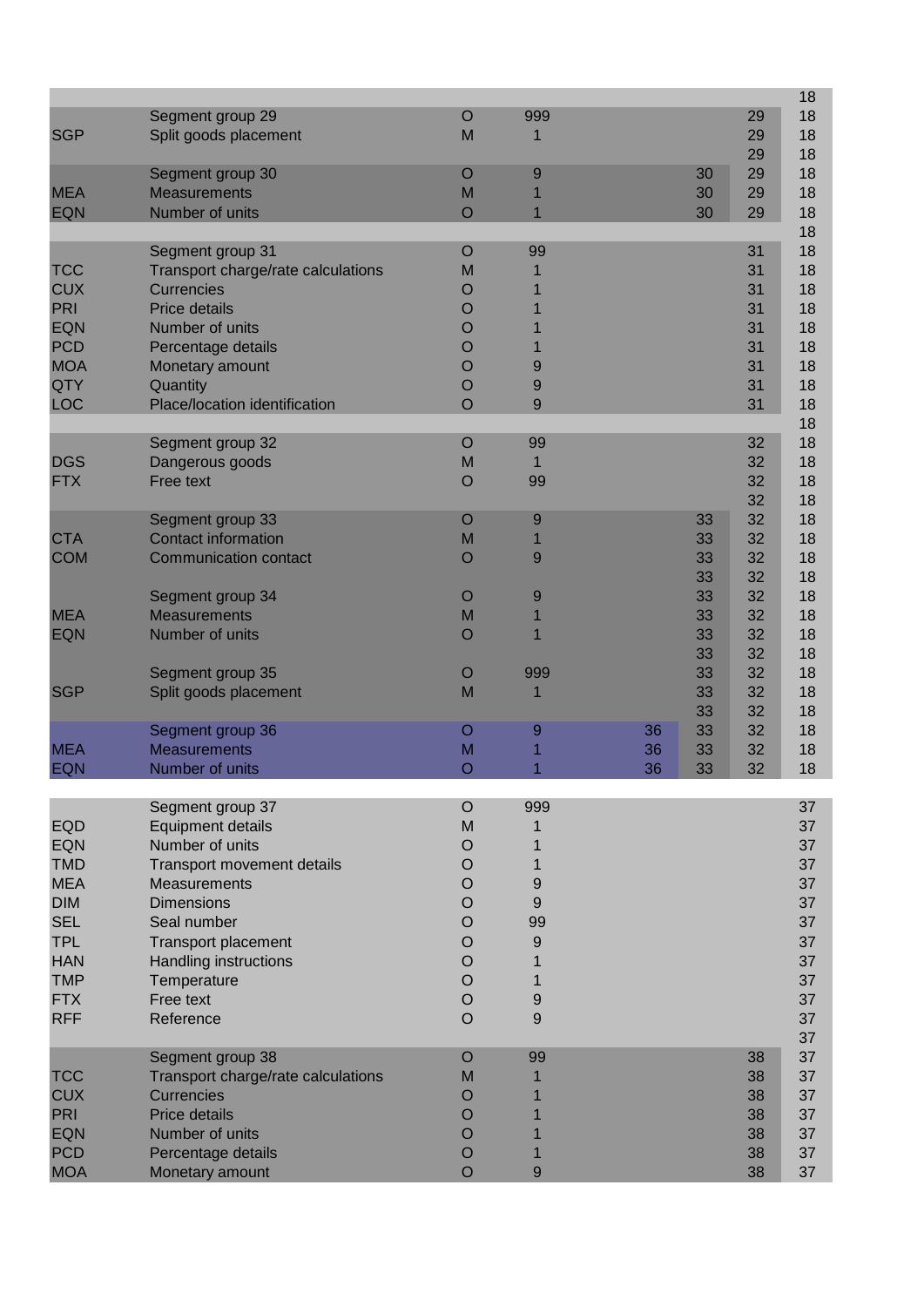| Tag | Name | S | R | | | | |
|---|---|---|---|---|---|---|---|
| | | | | | | | 18 |
| | Segment group 29 | O | 999 | | | 29 | 18 |
| SGP | Split goods placement | M | 1 | | | 29 | 18 |
| | | | | | | 29 | 18 |
| | Segment group 30 | O | 9 | | 30 | 29 | 18 |
| MEA | Measurements | M | 1 | | 30 | 29 | 18 |
| EQN | Number of units | O | 1 | | 30 | 29 | 18 |
| | | | | | | | 18 |
| | Segment group 31 | O | 99 | | | 31 | 18 |
| TCC | Transport charge/rate calculations | M | 1 | | | 31 | 18 |
| CUX | Currencies | O | 1 | | | 31 | 18 |
| PRI | Price details | O | 1 | | | 31 | 18 |
| EQN | Number of units | O | 1 | | | 31 | 18 |
| PCD | Percentage details | O | 1 | | | 31 | 18 |
| MOA | Monetary amount | O | 9 | | | 31 | 18 |
| QTY | Quantity | O | 9 | | | 31 | 18 |
| LOC | Place/location identification | O | 9 | | | 31 | 18 |
| | | | | | | | 18 |
| | Segment group 32 | O | 99 | | | 32 | 18 |
| DGS | Dangerous goods | M | 1 | | | 32 | 18 |
| FTX | Free text | O | 99 | | | 32 | 18 |
| | | | | | | 32 | 18 |
| | Segment group 33 | O | 9 | | 33 | 32 | 18 |
| CTA | Contact information | M | 1 | | 33 | 32 | 18 |
| COM | Communication contact | O | 9 | | 33 | 32 | 18 |
| | | | | | 33 | 32 | 18 |
| | Segment group 34 | O | 9 | | 33 | 32 | 18 |
| MEA | Measurements | M | 1 | | 33 | 32 | 18 |
| EQN | Number of units | O | 1 | | 33 | 32 | 18 |
| | | | | | 33 | 32 | 18 |
| | Segment group 35 | O | 999 | | 33 | 32 | 18 |
| SGP | Split goods placement | M | 1 | | 33 | 32 | 18 |
| | | | | | 33 | 32 | 18 |
| | Segment group 36 | O | 9 | 36 | 33 | 32 | 18 |
| MEA | Measurements | M | 1 | 36 | 33 | 32 | 18 |
| EQN | Number of units | O | 1 | 36 | 33 | 32 | 18 |
| | | | | | | | |
| | Segment group 37 | O | 999 | | | | 37 |
| EQD | Equipment details | M | 1 | | | | 37 |
| EQN | Number of units | O | 1 | | | | 37 |
| TMD | Transport movement details | O | 1 | | | | 37 |
| MEA | Measurements | O | 9 | | | | 37 |
| DIM | Dimensions | O | 9 | | | | 37 |
| SEL | Seal number | O | 99 | | | | 37 |
| TPL | Transport placement | O | 9 | | | | 37 |
| HAN | Handling instructions | O | 1 | | | | 37 |
| TMP | Temperature | O | 1 | | | | 37 |
| FTX | Free text | O | 9 | | | | 37 |
| RFF | Reference | O | 9 | | | | 37 |
| | | | | | | | 37 |
| | Segment group 38 | O | 99 | | | 38 | 37 |
| TCC | Transport charge/rate calculations | M | 1 | | | 38 | 37 |
| CUX | Currencies | O | 1 | | | 38 | 37 |
| PRI | Price details | O | 1 | | | 38 | 37 |
| EQN | Number of units | O | 1 | | | 38 | 37 |
| PCD | Percentage details | O | 1 | | | 38 | 37 |
| MOA | Monetary amount | O | 9 | | | 38 | 37 |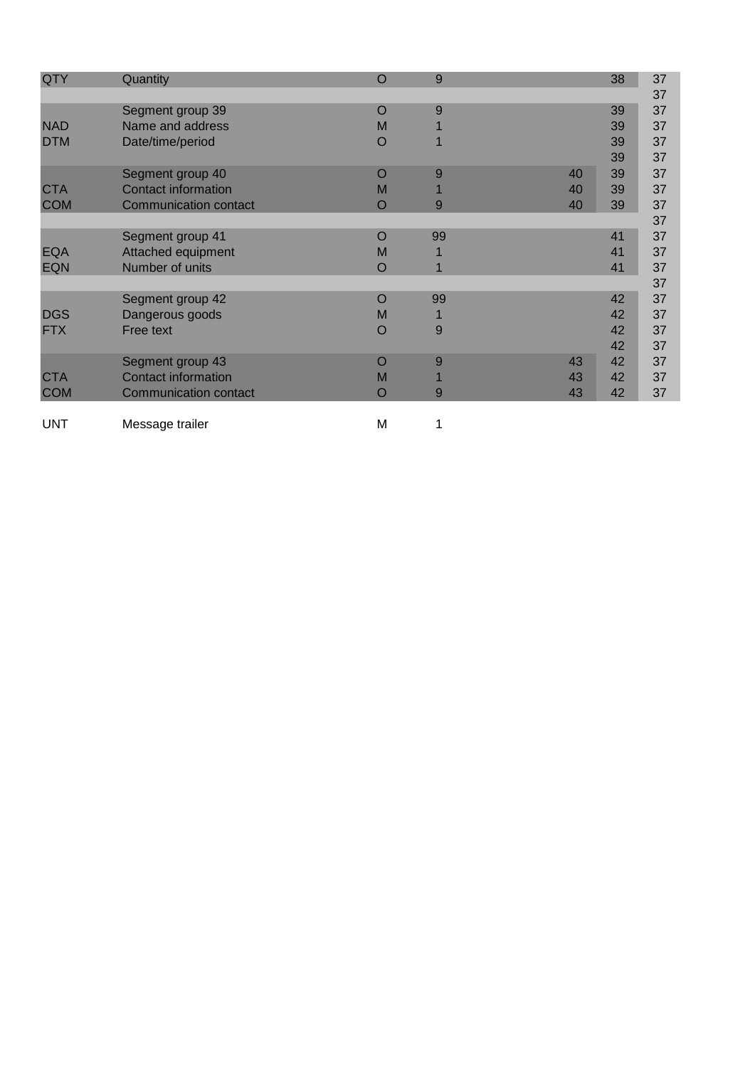| | | | | | | |
|---|---|---|---|---|---|---|
| QTY | Quantity | O | 9 | | 38 | 37 |
| | | | | | | 37 |
| | Segment group 39 | O | 9 | | 39 | 37 |
| NAD | Name and address | M | 1 | | 39 | 37 |
| DTM | Date/time/period | O | 1 | | 39 | 37 |
| | | | | | 39 | 37 |
| | Segment group 40 | O | 9 | 40 | 39 | 37 |
| CTA | Contact information | M | 1 | 40 | 39 | 37 |
| COM | Communication contact | O | 9 | 40 | 39 | 37 |
| | | | | | | 37 |
| | Segment group 41 | O | 99 | | 41 | 37 |
| EQA | Attached equipment | M | 1 | | 41 | 37 |
| EQN | Number of units | O | 1 | | 41 | 37 |
| | | | | | | 37 |
| | Segment group 42 | O | 99 | | 42 | 37 |
| DGS | Dangerous goods | M | 1 | | 42 | 37 |
| FTX | Free text | O | 9 | | 42 | 37 |
| | | | | | 42 | 37 |
| | Segment group 43 | O | 9 | 43 | 42 | 37 |
| CTA | Contact information | M | 1 | 43 | 42 | 37 |
| COM | Communication contact | O | 9 | 43 | 42 | 37 |
| | | | | | | |
| UNT | Message trailer | M | 1 | | | |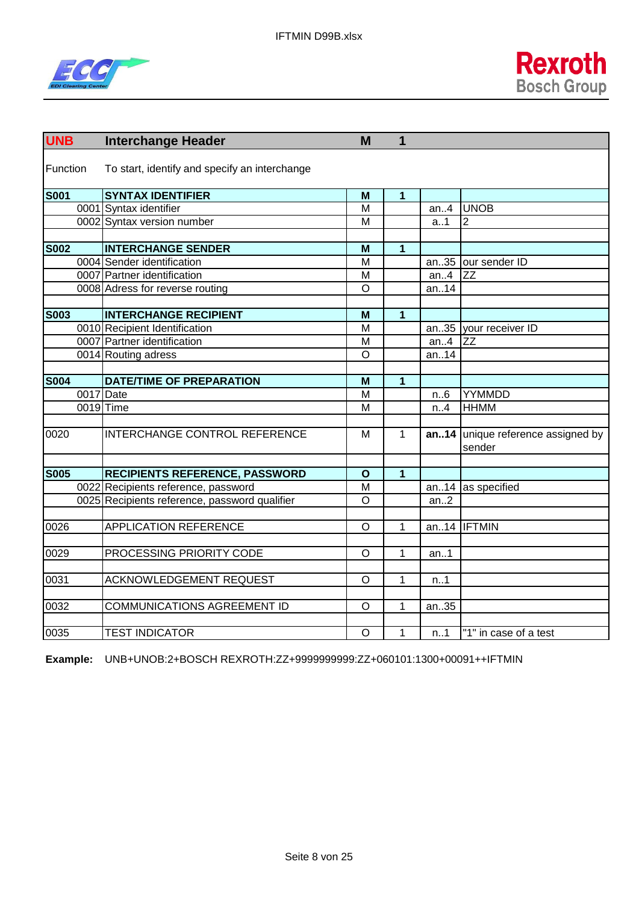| UNB | Interchange Header | | M | 1 | | |
|---|---|---|---|---|---|---|
| Function | To start, identify and specify an interchange | | | | | |
| **S001** | | **SYNTAX IDENTIFIER** | **M** | **1** | | |
| | 0001 | Syntax identifier | M | | an..4 | UNOB |
| | 0002 | Syntax version number | M | | a..1 | 2 |
| | | | | | | |
| **S002** | | **INTERCHANGE SENDER** | **M** | **1** | | |
| | 0004 | Sender identification | M | | an..35 | our sender ID |
| | 0007 | Partner identification | M | | an..4 | ZZ |
| | 0008 | Adress for reverse routing | O | | an..14 | |
| | | | | | | |
| **S003** | | **INTERCHANGE RECIPIENT** | **M** | **1** | | |
| | 0010 | Recipient Identification | M | | an..35 | your receiver ID |
| | 0007 | Partner identification | M | | an..4 | ZZ |
| | 0014 | Routing adress | O | | an..14 | |
| | | | | | | |
| **S004** | | **DATE/TIME OF PREPARATION** | **M** | **1** | | |
| | 0017 | Date | M | | n..6 | YYMMDD |
| | 0019 | Time | M | | n..4 | HHMM |
| | | | | | | |
| 0020 | | INTERCHANGE CONTROL REFERENCE | M | 1 | **an..14** | unique reference assigned by sender |
| | | | | | | |
| **S005** | | **RECIPIENTS REFERENCE, PASSWORD** | **O** | **1** | | |
| | 0022 | Recipients reference, password | M | | an..14 | as specified |
| | 0025 | Recipients reference, password qualifier | O | | an..2 | |
| | | | | | | |
| 0026 | | APPLICATION REFERENCE | O | 1 | an..14 | IFTMIN |
| | | | | | | |
| 0029 | | PROCESSING PRIORITY CODE | O | 1 | an..1 | |
| | | | | | | |
| 0031 | | ACKNOWLEDGEMENT REQUEST | O | 1 | n..1 | |
| | | | | | | |
| 0032 | | COMMUNICATIONS AGREEMENT ID | O | 1 | an..35 | |
| | | | | | | |
| 0035 | | TEST INDICATOR | O | 1 | n..1 | "1" in case of a test |

**Example:** UNB+UNOB:2+BOSCH REXROTH:ZZ+9999999999:ZZ+060101:1300+00091++IFTMIN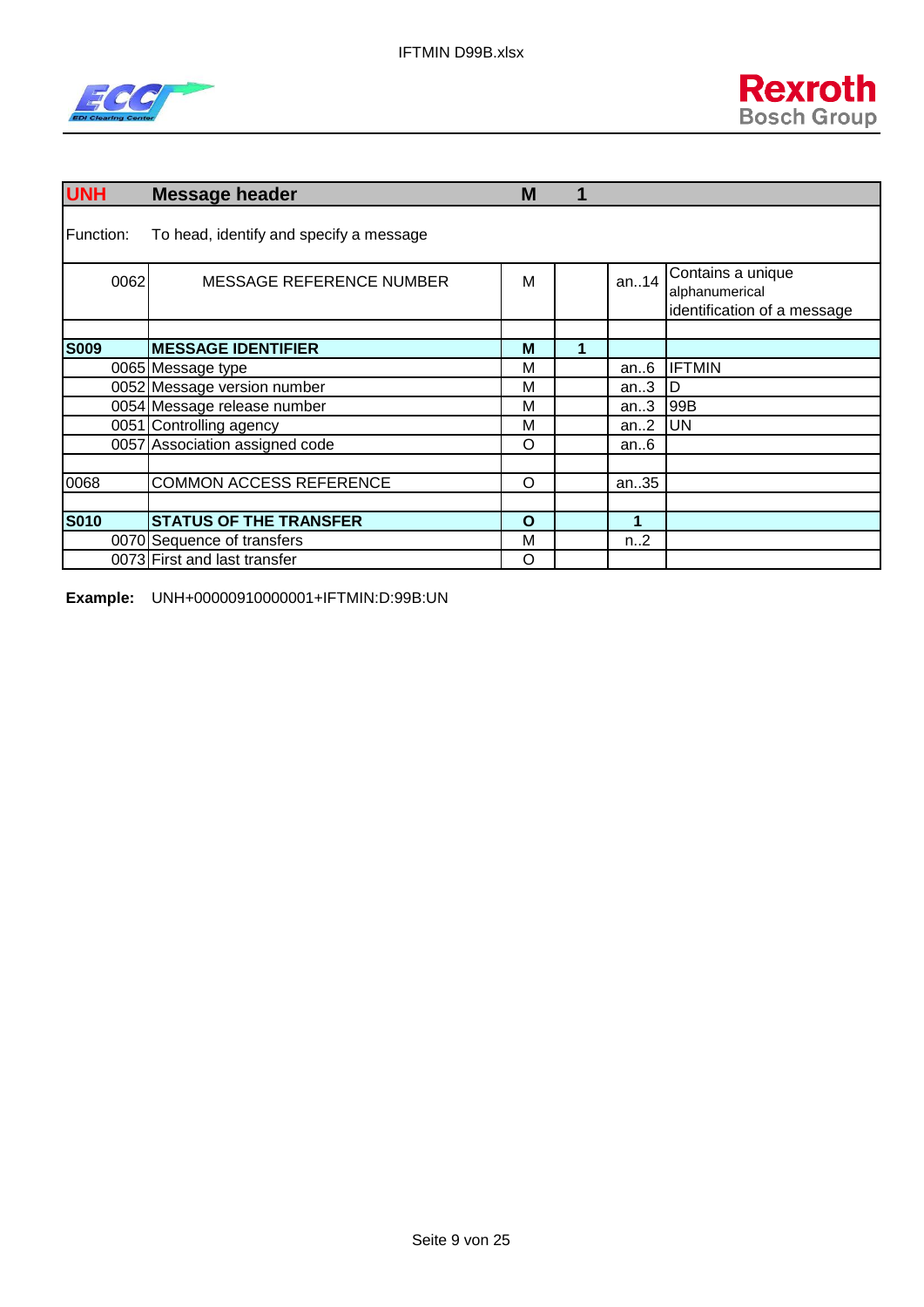| UNH | Message header | M | 1 | | |
|---|---|---|---|---|---|
| Function: | To head, identify and specify a message | | | | |
| 0062 | MESSAGE REFERENCE NUMBER | M | | an..14 | Contains a unique alphanumerical identification of a message |
| | | | | | |
| **S009** | **MESSAGE IDENTIFIER** | **M** | **1** | | |
| 0065 | Message type | M | | an..6 | IFTMIN |
| 0052 | Message version number | M | | an..3 | D |
| 0054 | Message release number | M | | an..3 | 99B |
| 0051 | Controlling agency | M | | an..2 | UN |
| 0057 | Association assigned code | O | | an..6 | |
| | | | | | |
| 0068 | COMMON ACCESS REFERENCE | O | | an..35 | |
| | | | | | |
| **S010** | **STATUS OF THE TRANSFER** | **O** | | **1** | |
| 0070 | Sequence of transfers | M | | n..2 | |
| 0073 | First and last transfer | O | | | |

**Example:** UNH+00000910000001+IFTMIN:D:99B:UN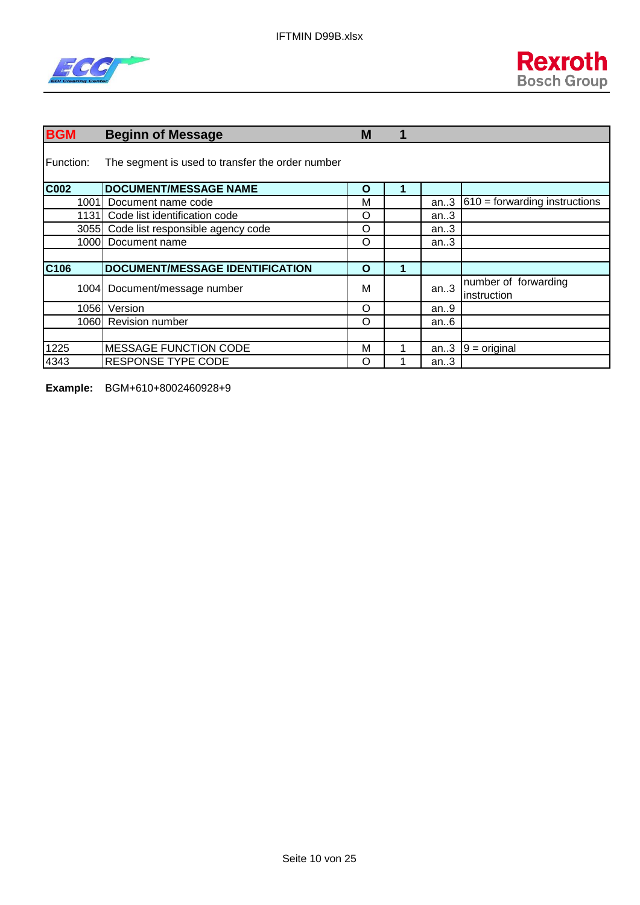| BGM | Beginn of Message | M | 1 | | |
|---|---|---|---|---|---|
| Function: | The segment is used to transfer the order number | | | | |
| **C002** | **DOCUMENT/MESSAGE NAME** | **O** | **1** | | |
| 1001 | Document name code | M | | an..3 | 610 = forwarding instructions |
| 1131 | Code list identification code | O | | an..3 | |
| 3055 | Code list responsible agency code | O | | an..3 | |
| 1000 | Document name | O | | an..3 | |
| | | | | | |
| **C106** | **DOCUMENT/MESSAGE IDENTIFICATION** | **O** | **1** | | |
| 1004 | Document/message number | M | | an..3 | number of forwarding instruction |
| 1056 | Version | O | | an..9 | |
| 1060 | Revision number | O | | an..6 | |
| | | | | | |
| 1225 | MESSAGE FUNCTION CODE | M | 1 | an..3 | 9 = original |
| 4343 | RESPONSE TYPE CODE | O | 1 | an..3 | |

**Example:** BGM+610+8002460928+9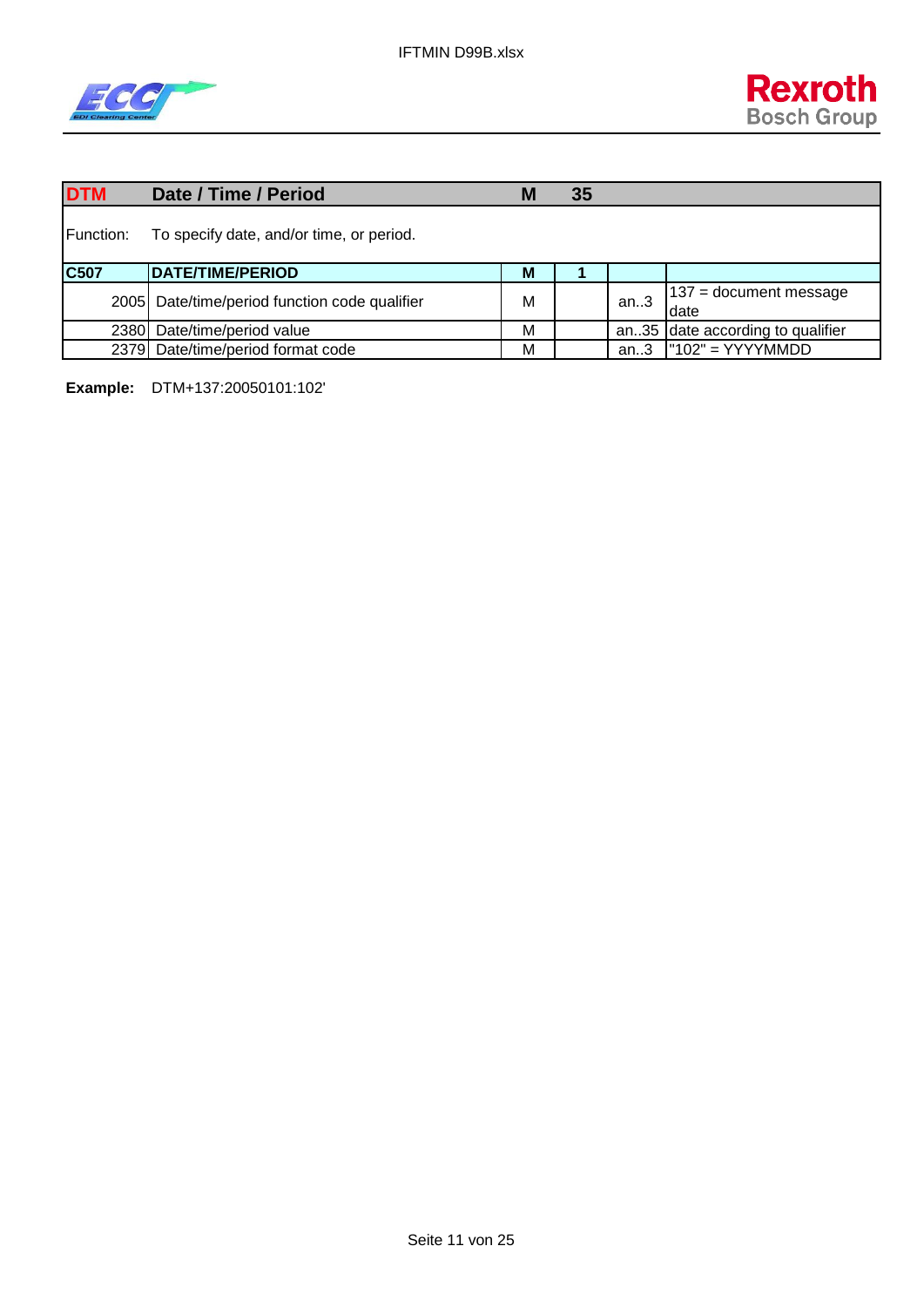| **DTM** | **Date / Time / Period** | **M** | **35** | | |
|---|---|---|---|---|---|
| Function: | To specify date, and/or time, or period. | | | | |
| **C507** | **DATE/TIME/PERIOD** | **M** | **1** | | |
| 2005 | Date/time/period function code qualifier | M | | an..3 | 137 = document message date |
| 2380 | Date/time/period value | M | | an..35 | date according to qualifier |
| 2379 | Date/time/period format code | M | | an..3 | "102" = YYYYMMDD |

**Example:** DTM+137:20050101:102'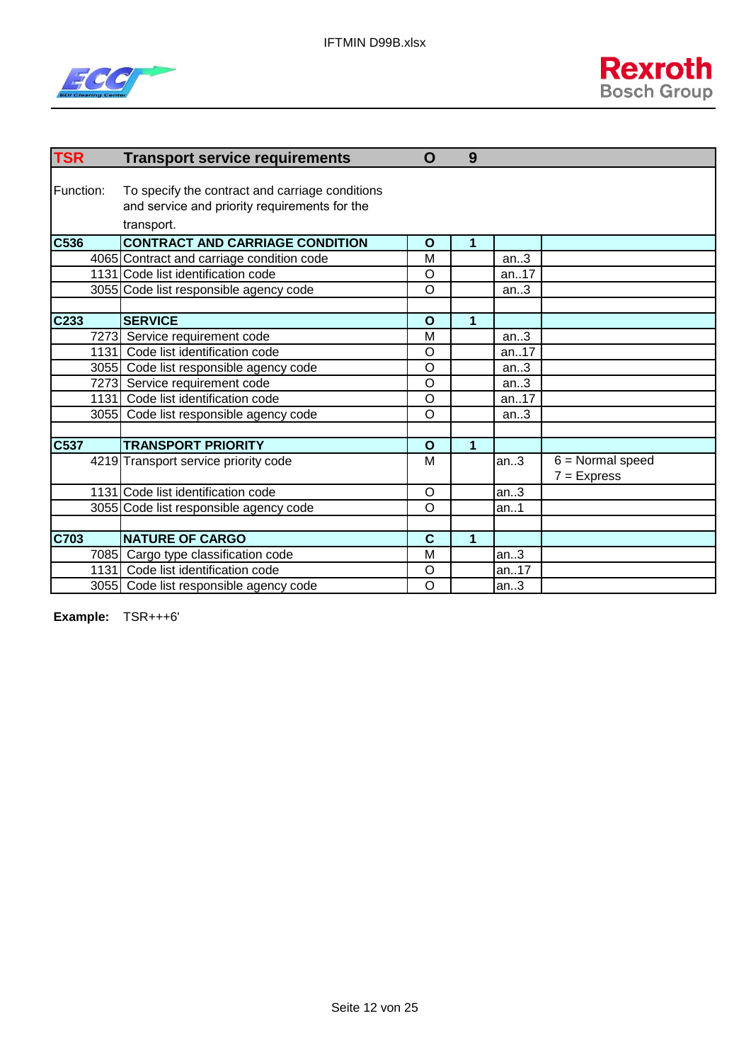| TSR | Transport service requirements | O | 9 | | |
|---|---|---|---|---|---|
| Function: | To specify the contract and carriage conditions and service and priority requirements for the transport. | | | | |
| **C536** | **CONTRACT AND CARRIAGE CONDITION** | **O** | **1** | | |
| 4065 | Contract and carriage condition code | M | | an..3 | |
| 1131 | Code list identification code | O | | an..17 | |
| 3055 | Code list responsible agency code | O | | an..3 | |
| | | | | | |
| **C233** | **SERVICE** | **O** | **1** | | |
| 7273 | Service requirement code | M | | an..3 | |
| 1131 | Code list identification code | O | | an..17 | |
| 3055 | Code list responsible agency code | O | | an..3 | |
| 7273 | Service requirement code | O | | an..3 | |
| 1131 | Code list identification code | O | | an..17 | |
| 3055 | Code list responsible agency code | O | | an..3 | |
| | | | | | |
| **C537** | **TRANSPORT PRIORITY** | **O** | **1** | | |
| 4219 | Transport service priority code | M | | an..3 | 6 = Normal speed<br>7 = Express |
| 1131 | Code list identification code | O | | an..3 | |
| 3055 | Code list responsible agency code | O | | an..1 | |
| | | | | | |
| **C703** | **NATURE OF CARGO** | **C** | **1** | | |
| 7085 | Cargo type classification code | M | | an..3 | |
| 1131 | Code list identification code | O | | an..17 | |
| 3055 | Code list responsible agency code | O | | an..3 | |

**Example:** TSR+++6'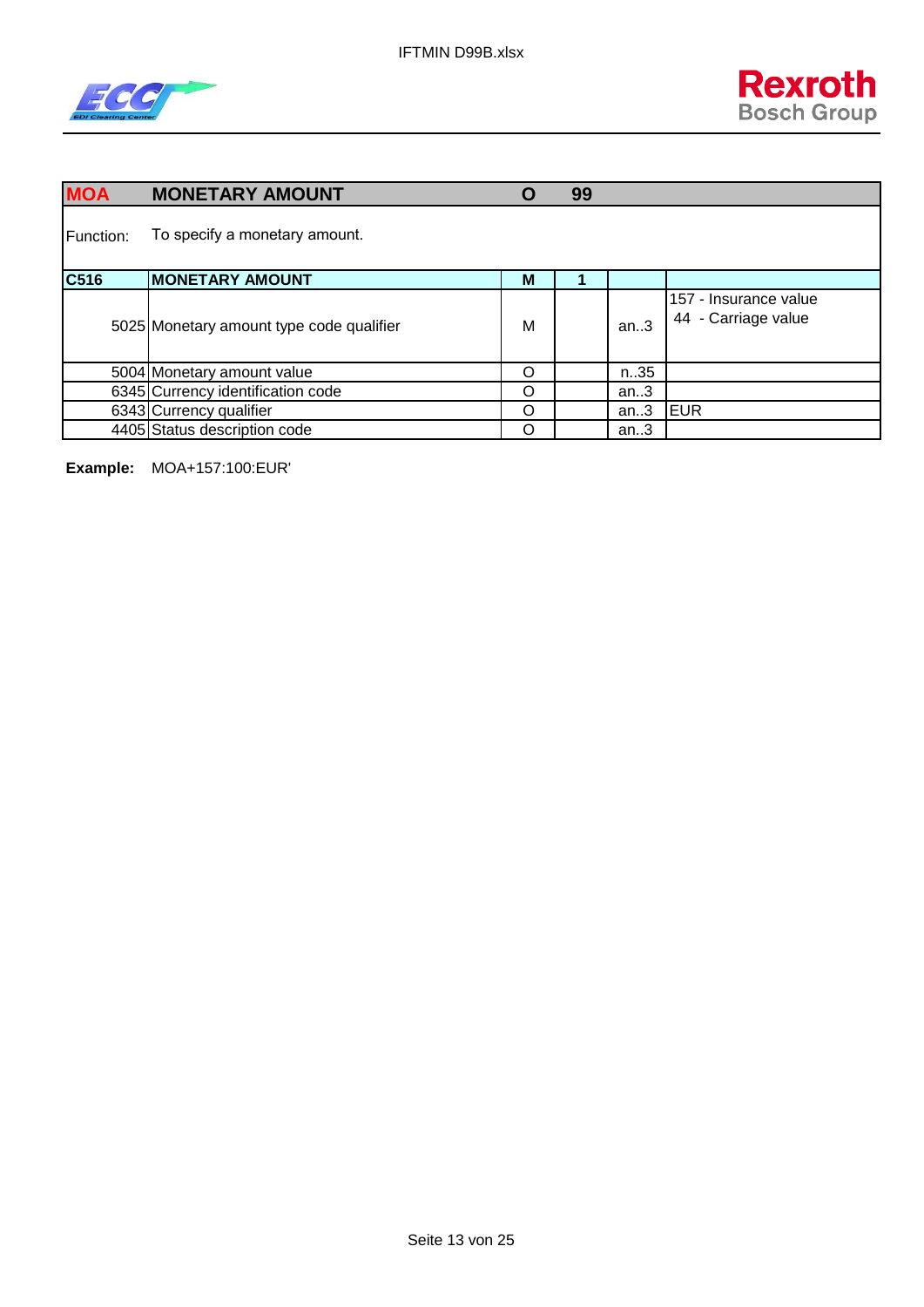| MOA | MONETARY AMOUNT | O | 99 | | |
|---|---|---|---|---|---|
| Function: | To specify a monetary amount. | | | | |
| **C516** | **MONETARY AMOUNT** | **M** | **1** | | |
| 5025 | Monetary amount type code qualifier | M | | an..3 | 157 - Insurance value<br>44 - Carriage value |
| 5004 | Monetary amount value | O | | n..35 | |
| 6345 | Currency identification code | O | | an..3 | |
| 6343 | Currency qualifier | O | | an..3 | EUR |
| 4405 | Status description code | O | | an..3 | |

**Example:** MOA+157:100:EUR'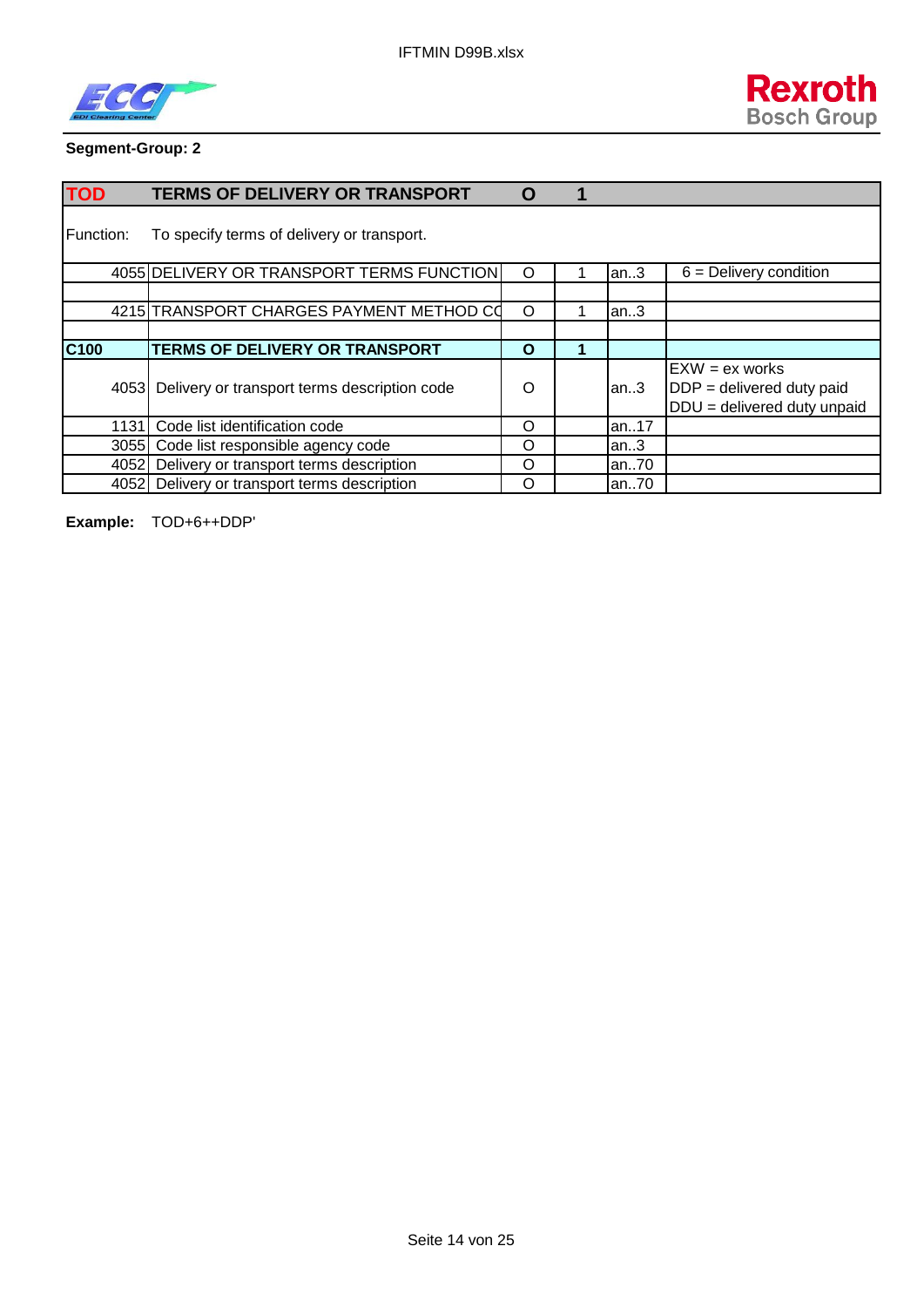**Segment-Group: 2**

| TOD | TERMS OF DELIVERY OR TRANSPORT | O | 1 | | |
|---|---|---|---|---|---|
| Function: | To specify terms of delivery or transport. | | | | |
| 4055 | DELIVERY OR TRANSPORT TERMS FUNCTION | O | 1 | an..3 | 6 = Delivery condition |
| | | | | | |
| 4215 | TRANSPORT CHARGES PAYMENT METHOD CO | O | 1 | an..3 | |
| | | | | | |
| **C100** | **TERMS OF DELIVERY OR TRANSPORT** | **O** | **1** | | |
| 4053 | Delivery or transport terms description code | O | | an..3 | EXW = ex works<br>DDP = delivered duty paid<br>DDU = delivered duty unpaid |
| 1131 | Code list identification code | O | | an..17 | |
| 3055 | Code list responsible agency code | O | | an..3 | |
| 4052 | Delivery or transport terms description | O | | an..70 | |
| 4052 | Delivery or transport terms description | O | | an..70 | |

**Example:** TOD+6++DDP'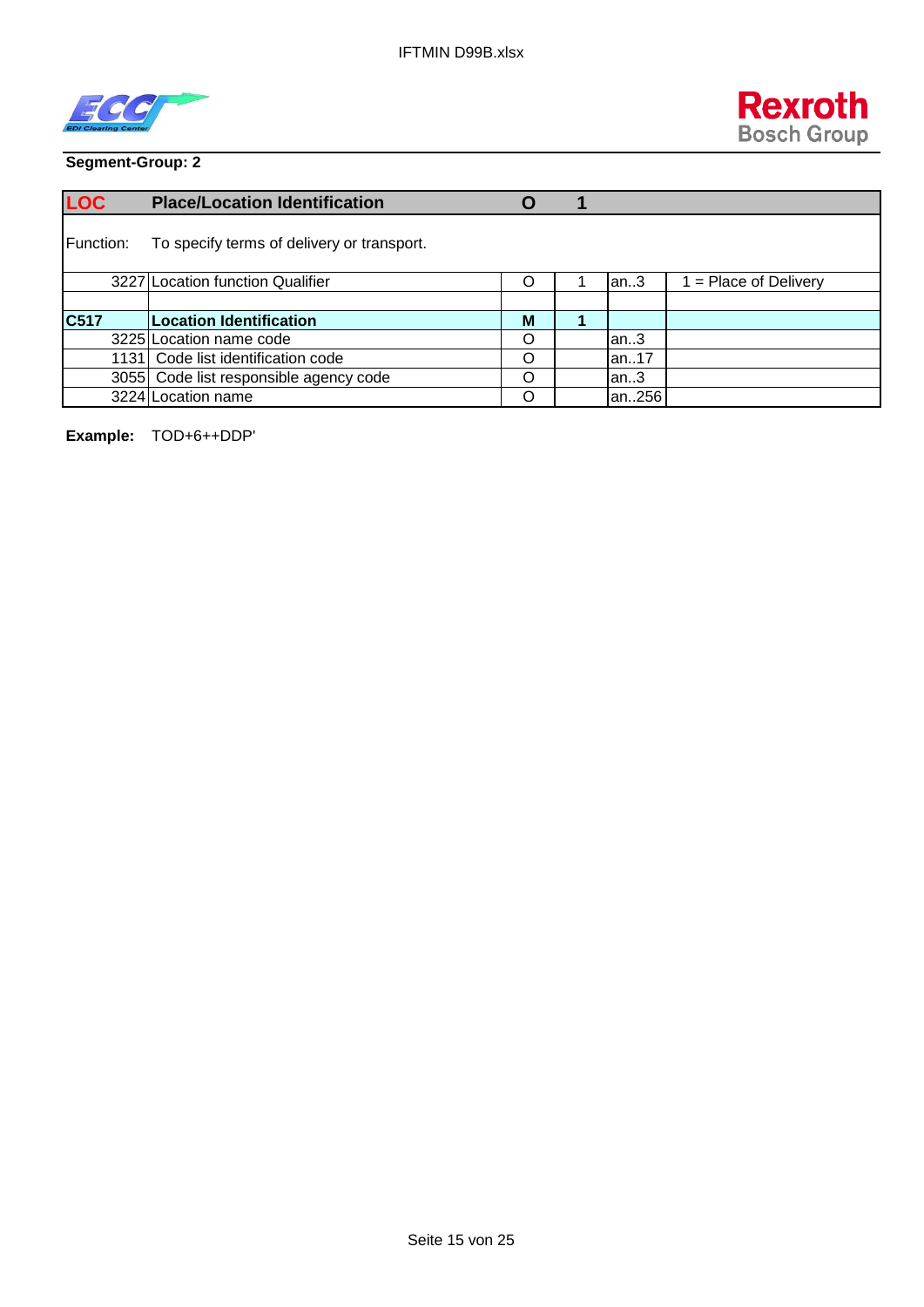**Segment-Group: 2**

| LOC | Place/Location Identification | O | 1 | | |
|---|---|---|---|---|---|
| Function: | To specify terms of delivery or transport. | | | | |
| 3227 | Location function Qualifier | O | 1 | an..3 | 1 = Place of Delivery |
| | | | | | |
| **C517** | **Location Identification** | **M** | **1** | | |
| 3225 | Location name code | O | | an..3 | |
| 1131 | Code list identification code | O | | an..17 | |
| 3055 | Code list responsible agency code | O | | an..3 | |
| 3224 | Location name | O | | an..256 | |

**Example:** TOD+6++DDP'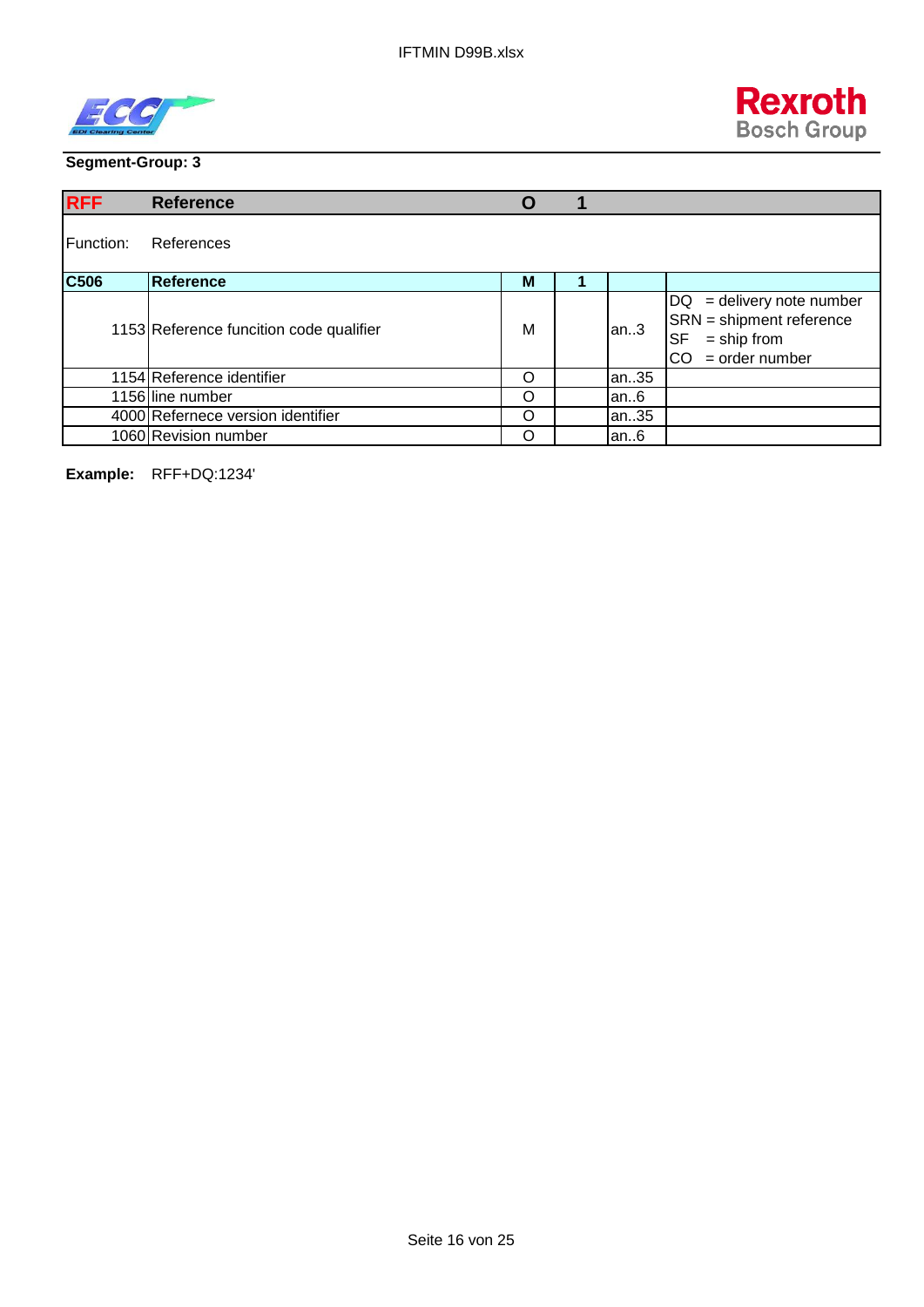**Segment-Group: 3**

| RFF | Reference | O | 1 | | |
|---|---|---|---|---|---|
| Function: | References | | | | |
| **C506** | **Reference** | **M** | **1** | | |
| 1153 | Reference funcition code qualifier | M | | an..3 | DQ = delivery note number<br>SRN = shipment reference<br>SF = ship from<br>CO = order number |
| 1154 | Reference identifier | O | | an..35 | |
| 1156 | line number | O | | an..6 | |
| 4000 | Refernece version identifier | O | | an..35 | |
| 1060 | Revision number | O | | an..6 | |

**Example:** RFF+DQ:1234'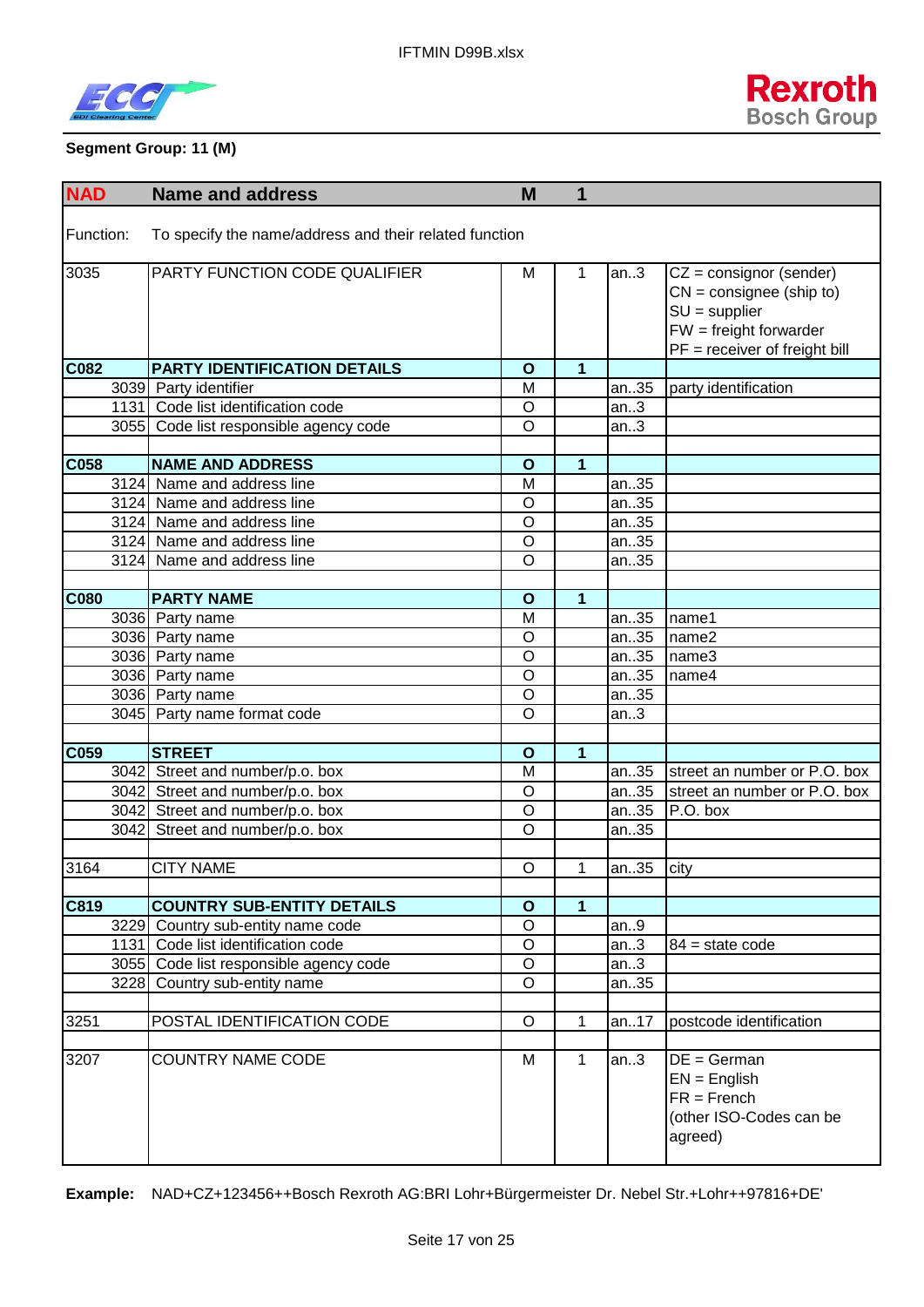**Segment Group: 11 (M)**

| NAD | Name and address | M | 1 | | |
|---|---|---|---|---|---|
| Function: | To specify the name/address and their related function | | | | |
| 3035 | PARTY FUNCTION CODE QUALIFIER | M | 1 | an..3 | CZ = consignor (sender)<br>CN = consignee (ship to)<br>SU = supplier<br>FW = freight forwarder<br>PF = receiver of freight bill |
| **C082** | **PARTY IDENTIFICATION DETAILS** | **O** | **1** | | |
| 3039 | Party identifier | M | | an..35 | party identification |
| 1131 | Code list identification code | O | | an..3 | |
| 3055 | Code list responsible agency code | O | | an..3 | |
| | | | | | |
| **C058** | **NAME AND ADDRESS** | **O** | **1** | | |
| 3124 | Name and address line | M | | an..35 | |
| 3124 | Name and address line | O | | an..35 | |
| 3124 | Name and address line | O | | an..35 | |
| 3124 | Name and address line | O | | an..35 | |
| 3124 | Name and address line | O | | an..35 | |
| | | | | | |
| **C080** | **PARTY NAME** | **O** | **1** | | |
| 3036 | Party name | M | | an..35 | name1 |
| 3036 | Party name | O | | an..35 | name2 |
| 3036 | Party name | O | | an..35 | name3 |
| 3036 | Party name | O | | an..35 | name4 |
| 3036 | Party name | O | | an..35 | |
| 3045 | Party name format code | O | | an..3 | |
| | | | | | |
| **C059** | **STREET** | **O** | **1** | | |
| 3042 | Street and number/p.o. box | M | | an..35 | street an number or P.O. box |
| 3042 | Street and number/p.o. box | O | | an..35 | street an number or P.O. box |
| 3042 | Street and number/p.o. box | O | | an..35 | P.O. box |
| 3042 | Street and number/p.o. box | O | | an..35 | |
| | | | | | |
| 3164 | CITY NAME | O | 1 | an..35 | city |
| | | | | | |
| **C819** | **COUNTRY SUB-ENTITY DETAILS** | **O** | **1** | | |
| 3229 | Country sub-entity name code | O | | an..9 | |
| 1131 | Code list identification code | O | | an..3 | 84 = state code |
| 3055 | Code list responsible agency code | O | | an..3 | |
| 3228 | Country sub-entity name | O | | an..35 | |
| | | | | | |
| 3251 | POSTAL IDENTIFICATION CODE | O | 1 | an..17 | postcode identification |
| | | | | | |
| 3207 | COUNTRY NAME CODE | M | 1 | an..3 | DE = German<br>EN = English<br>FR = French<br>(other ISO-Codes can be agreed) |

**Example:** NAD+CZ+123456++Bosch Rexroth AG:BRI Lohr+Bürgermeister Dr. Nebel Str.+Lohr++97816+DE'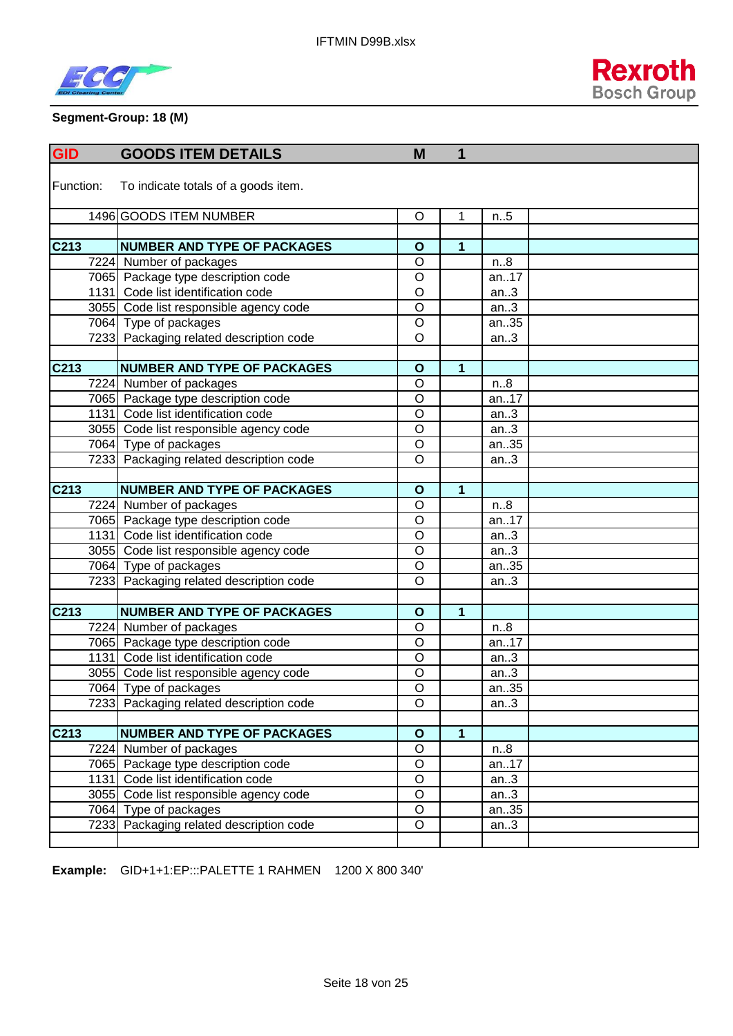**Segment-Group: 18 (M)**

| GID | GOODS ITEM DETAILS | M | 1 | | |
|---|---|---|---|---|---|
| Function: | To indicate totals of a goods item. | | | | |
| 1496 | GOODS ITEM NUMBER | O | 1 | n..5 | |
| | | | | | |
| C213 | **NUMBER AND TYPE OF PACKAGES** | **O** | **1** | | |
| 7224 | Number of packages | O | | n..8 | |
| 7065 | Package type description code | O | | an..17 | |
| 1131 | Code list identification code | O | | an..3 | |
| 3055 | Code list responsible agency code | O | | an..3 | |
| 7064 | Type of packages | O | | an..35 | |
| 7233 | Packaging related description code | O | | an..3 | |
| | | | | | |
| C213 | **NUMBER AND TYPE OF PACKAGES** | **O** | **1** | | |
| 7224 | Number of packages | O | | n..8 | |
| 7065 | Package type description code | O | | an..17 | |
| 1131 | Code list identification code | O | | an..3 | |
| 3055 | Code list responsible agency code | O | | an..3 | |
| 7064 | Type of packages | O | | an..35 | |
| 7233 | Packaging related description code | O | | an..3 | |
| | | | | | |
| C213 | **NUMBER AND TYPE OF PACKAGES** | **O** | **1** | | |
| 7224 | Number of packages | O | | n..8 | |
| 7065 | Package type description code | O | | an..17 | |
| 1131 | Code list identification code | O | | an..3 | |
| 3055 | Code list responsible agency code | O | | an..3 | |
| 7064 | Type of packages | O | | an..35 | |
| 7233 | Packaging related description code | O | | an..3 | |
| | | | | | |
| C213 | **NUMBER AND TYPE OF PACKAGES** | **O** | **1** | | |
| 7224 | Number of packages | O | | n..8 | |
| 7065 | Package type description code | O | | an..17 | |
| 1131 | Code list identification code | O | | an..3 | |
| 3055 | Code list responsible agency code | O | | an..3 | |
| 7064 | Type of packages | O | | an..35 | |
| 7233 | Packaging related description code | O | | an..3 | |
| | | | | | |
| C213 | **NUMBER AND TYPE OF PACKAGES** | **O** | **1** | | |
| 7224 | Number of packages | O | | n..8 | |
| 7065 | Package type description code | O | | an..17 | |
| 1131 | Code list identification code | O | | an..3 | |
| 3055 | Code list responsible agency code | O | | an..3 | |
| 7064 | Type of packages | O | | an..35 | |
| 7233 | Packaging related description code | O | | an..3 | |
| | | | | | |

**Example:** GID+1+1:EP:::PALETTE 1 RAHMEN 1200 X 800 340'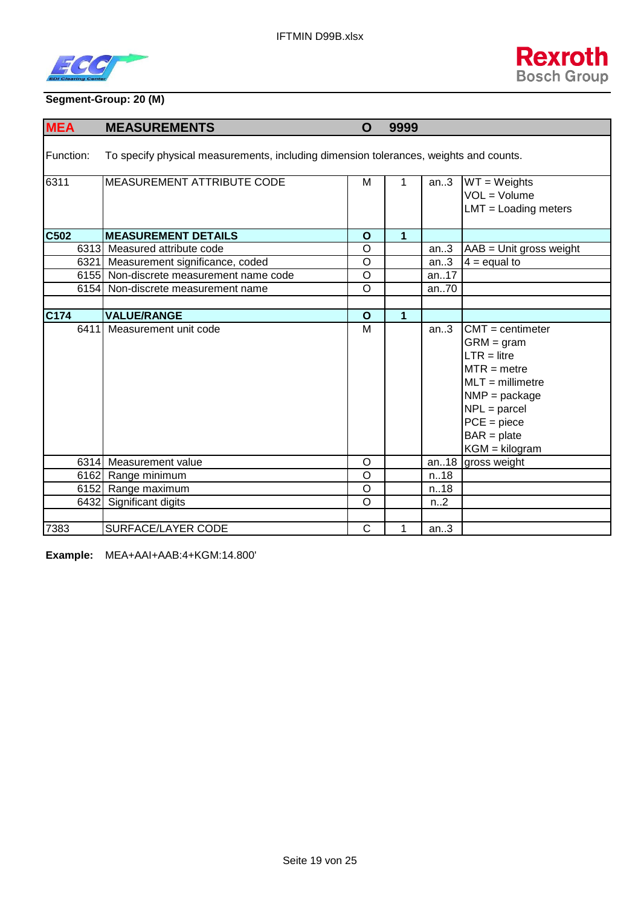**Segment-Group: 20 (M)**

| MEA | MEASUREMENTS | O | 9999 | | |
|---|---|---|---|---|---|
| Function: | To specify physical measurements, including dimension tolerances, weights and counts. | | | | |
| 6311 | MEASUREMENT ATTRIBUTE CODE | M | 1 | an..3 | WT = Weights<br>VOL = Volume<br>LMT = Loading meters |
| **C502** | **MEASUREMENT DETAILS** | **O** | **1** | | |
| 6313 | Measured attribute code | O | | an..3 | AAB = Unit gross weight |
| 6321 | Measurement significance, coded | O | | an..3 | 4 = equal to |
| 6155 | Non-discrete measurement name code | O | | an..17 | |
| 6154 | Non-discrete measurement name | O | | an..70 | |
| | | | | | |
| **C174** | **VALUE/RANGE** | **O** | **1** | | |
| 6411 | Measurement unit code | M | | an..3 | CMT = centimeter<br>GRM = gram<br>LTR = litre<br>MTR = metre<br>MLT = millimetre<br>NMP = package<br>NPL = parcel<br>PCE = piece<br>BAR = plate<br>KGM = kilogram |
| 6314 | Measurement value | O | | an..18 | gross weight |
| 6162 | Range minimum | O | | n..18 | |
| 6152 | Range maximum | O | | n..18 | |
| 6432 | Significant digits | O | | n..2 | |
| | | | | | |
| 7383 | SURFACE/LAYER CODE | C | 1 | an..3 | |

**Example:** MEA+AAI+AAB:4+KGM:14.800'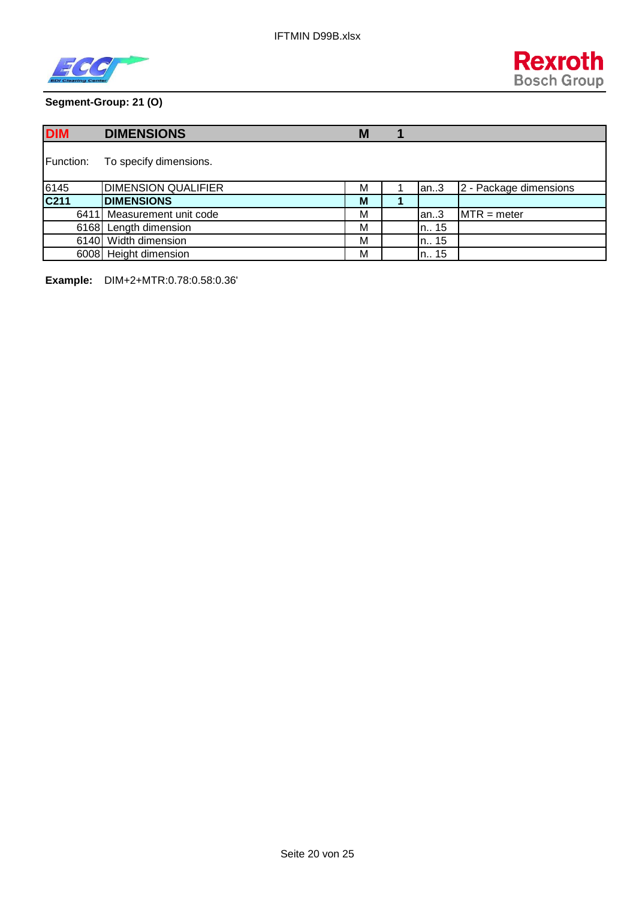**Segment-Group: 21 (O)**

| DIM | DIMENSIONS | M | 1 | | |
|---|---|---|---|---|---|
| Function: | To specify dimensions. | | | | |
| 6145 | DIMENSION QUALIFIER | M | 1 | an..3 | 2 - Package dimensions |
| **C211** | **DIMENSIONS** | **M** | **1** | | |
| 6411 | Measurement unit code | M | | an..3 | MTR = meter |
| 6168 | Length dimension | M | | n.. 15 | |
| 6140 | Width dimension | M | | n.. 15 | |
| 6008 | Height dimension | M | | n.. 15 | |

**Example:** DIM+2+MTR:0.78:0.58:0.36'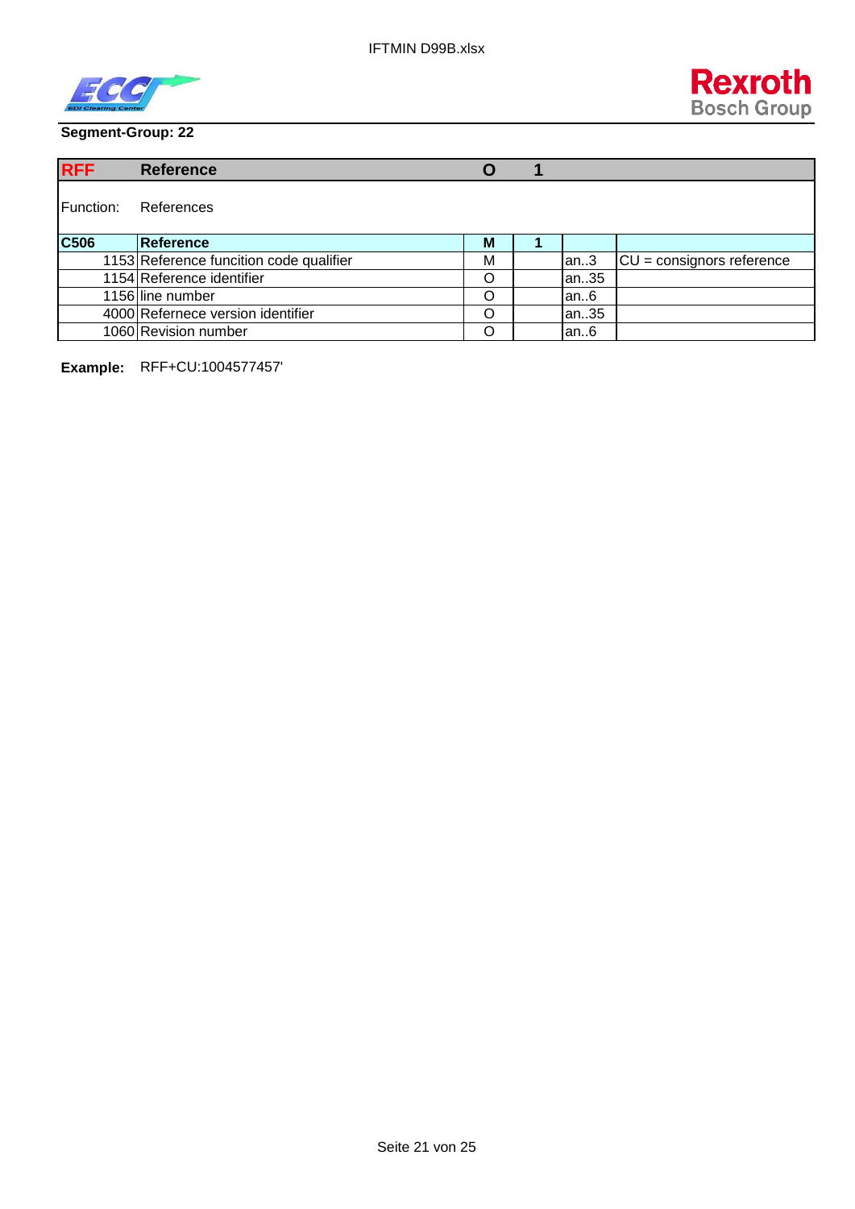**Segment-Group: 22**

| RFF | Reference | O | 1 | | |
|---|---|---|---|---|---|
| Function: | References | | | | |
| **C506** | **Reference** | **M** | **1** | | |
| 1153 | Reference funcition code qualifier | M | | an..3 | CU = consignors reference |
| 1154 | Reference identifier | O | | an..35 | |
| 1156 | line number | O | | an..6 | |
| 4000 | Refernece version identifier | O | | an..35 | |
| 1060 | Revision number | O | | an..6 | |

**Example:** RFF+CU:1004577457'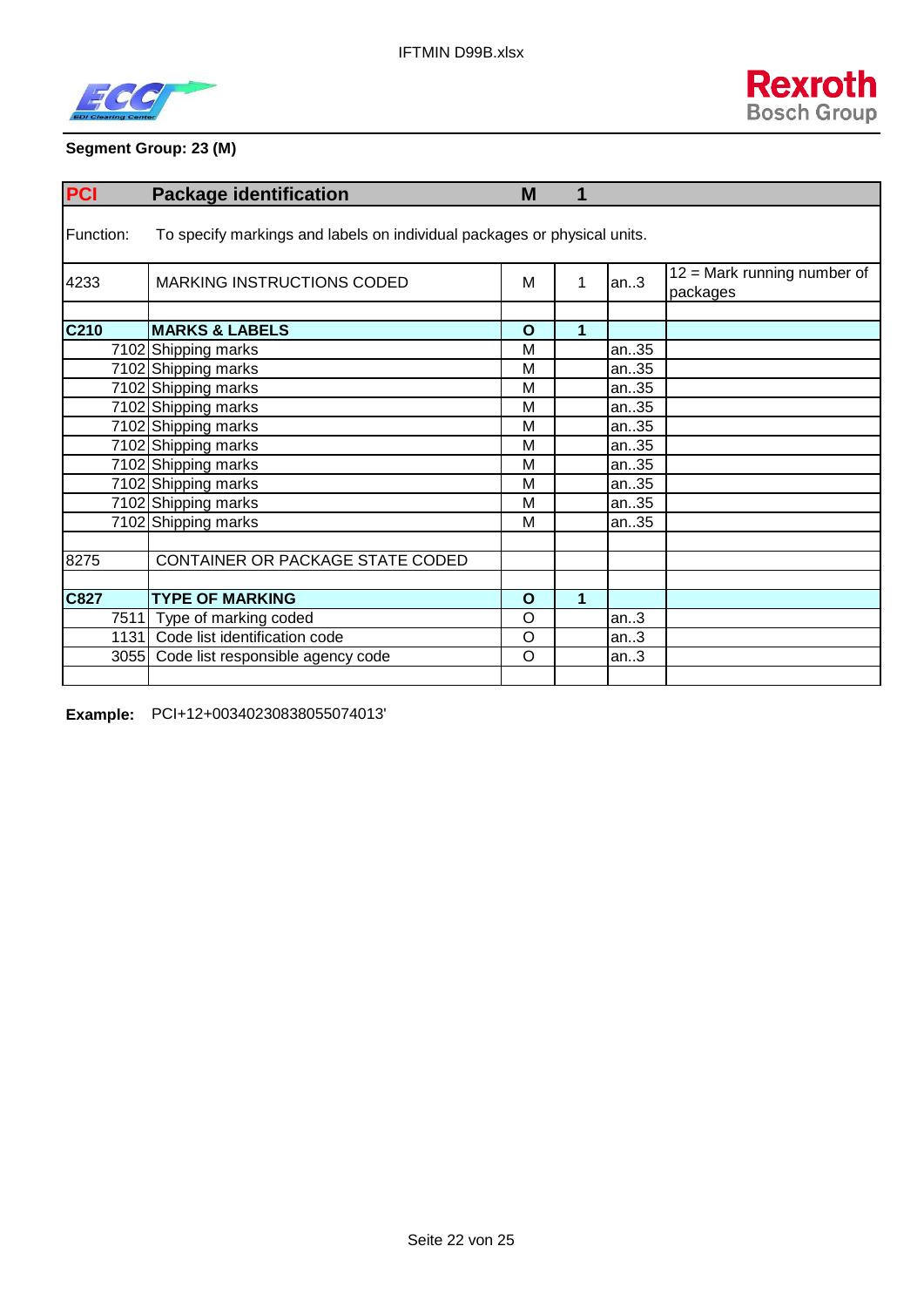**Segment Group: 23 (M)**

| PCI | Package identification | M | 1 | | |
|---|---|---|---|---|---|
| Function: | To specify markings and labels on individual packages or physical units. | | | | |
| 4233 | MARKING INSTRUCTIONS CODED | M | 1 | an..3 | 12 = Mark running number of packages |
| | | | | | |
| **C210** | **MARKS & LABELS** | **O** | **1** | | |
| 7102 | Shipping marks | M | | an..35 | |
| 7102 | Shipping marks | M | | an..35 | |
| 7102 | Shipping marks | M | | an..35 | |
| 7102 | Shipping marks | M | | an..35 | |
| 7102 | Shipping marks | M | | an..35 | |
| 7102 | Shipping marks | M | | an..35 | |
| 7102 | Shipping marks | M | | an..35 | |
| 7102 | Shipping marks | M | | an..35 | |
| 7102 | Shipping marks | M | | an..35 | |
| 7102 | Shipping marks | M | | an..35 | |
| | | | | | |
| 8275 | CONTAINER OR PACKAGE STATE CODED | | | | |
| | | | | | |
| **C827** | **TYPE OF MARKING** | **O** | **1** | | |
| 7511 | Type of marking coded | O | | an..3 | |
| 1131 | Code list identification code | O | | an..3 | |
| 3055 | Code list responsible agency code | O | | an..3 | |

**Example:** PCI+12+00340230838055074013'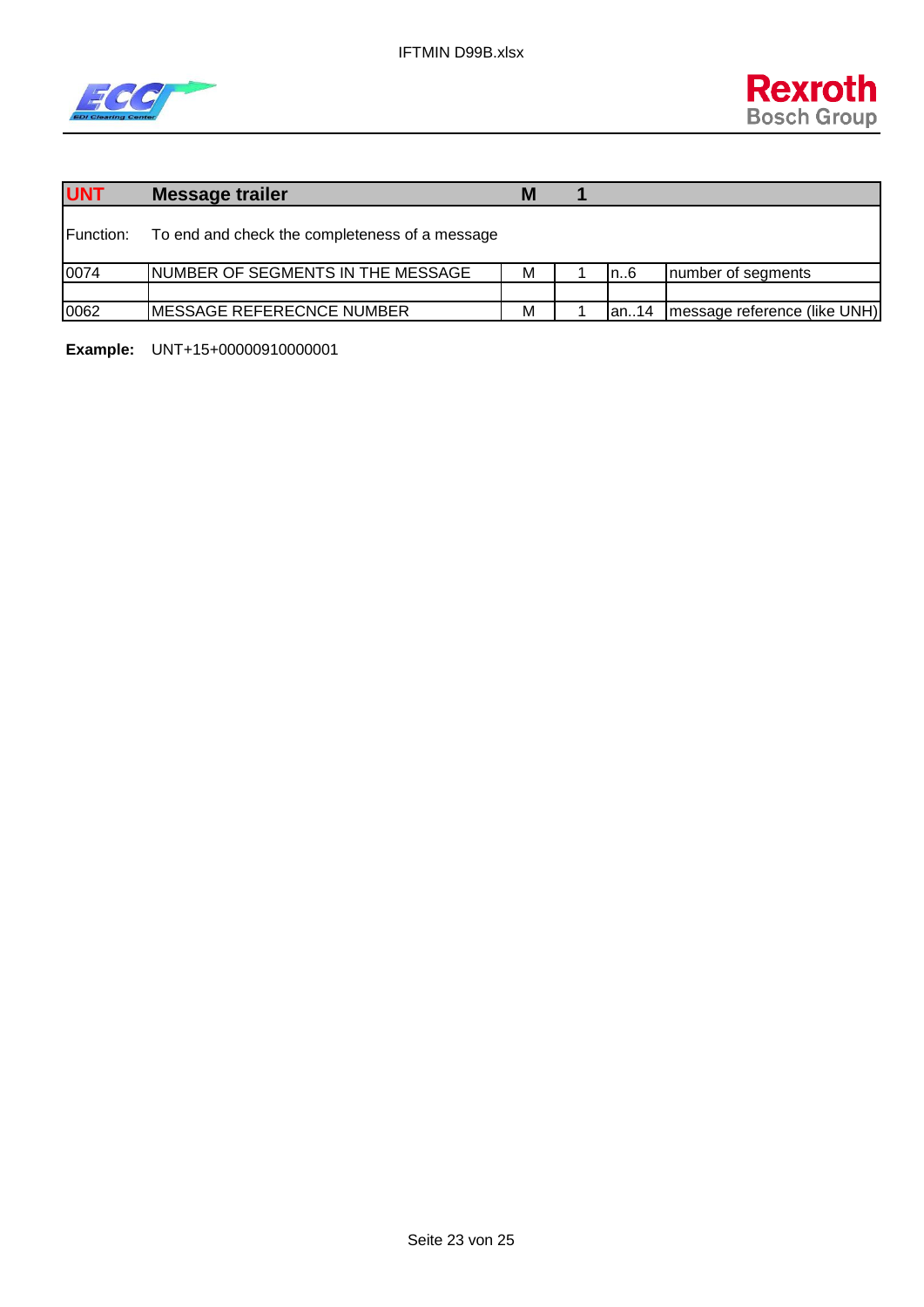| UNT | Message trailer | M | 1 | | |
|---|---|---|---|---|---|
| Function: | To end and check the completeness of a message | | | | |
| 0074 | NUMBER OF SEGMENTS IN THE MESSAGE | M | 1 | n..6 | number of segments |
| | | | | | |
| 0062 | MESSAGE REFERECNCE NUMBER | M | 1 | an..14 | message reference (like UNH) |

**Example:** UNT+15+00000910000001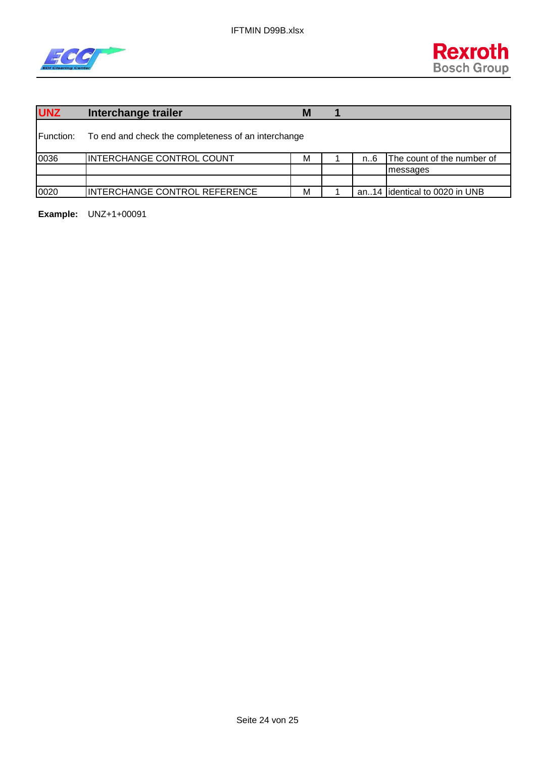| UNZ | Interchange trailer | M | 1 | | |
|---|---|---|---|---|---|
| Function: | To end and check the completeness of an interchange | | | | |
| 0036 | INTERCHANGE CONTROL COUNT | M | 1 | n..6 | The count of the number of |
| | | | | | messages |
| | | | | | |
| 0020 | INTERCHANGE CONTROL REFERENCE | M | 1 | an..14 | identical to 0020 in UNB |

**Example:** UNZ+1+00091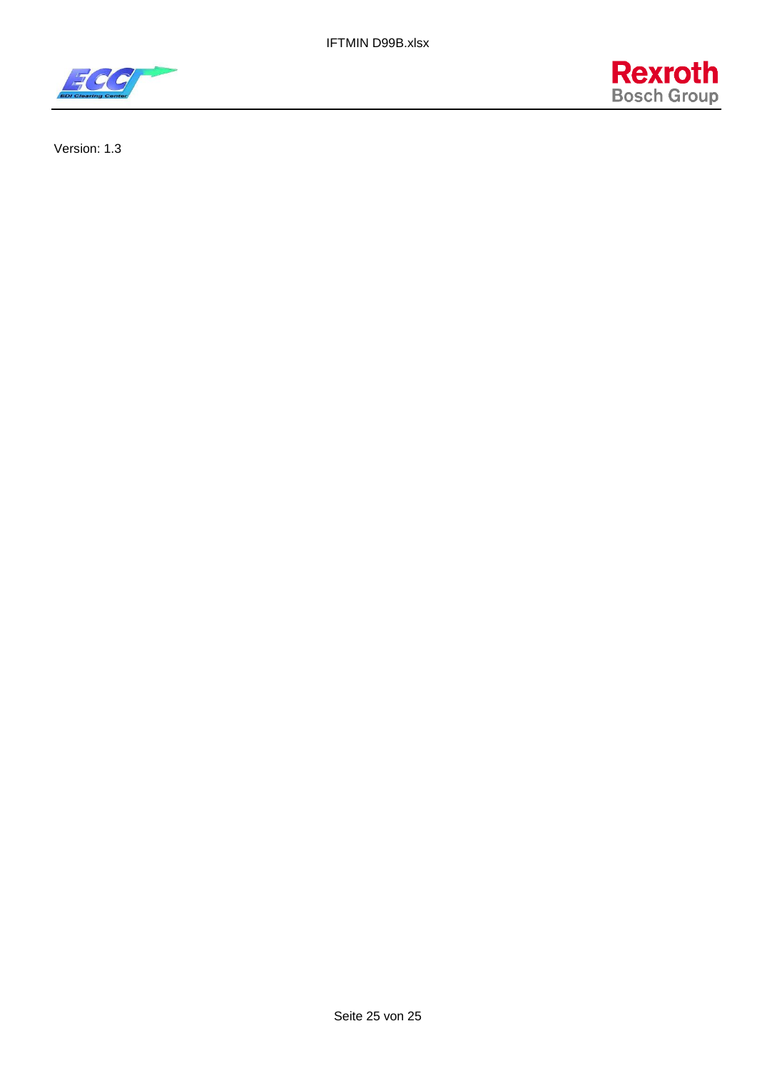Version: 1.3